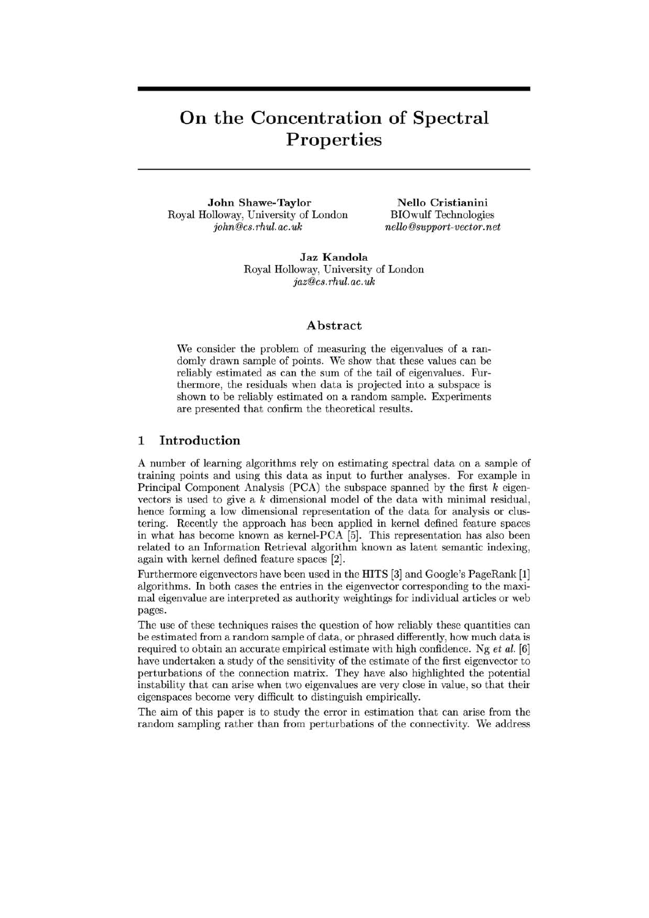# On the Concentration of Spectral Properties

**John Shawe-Taylor**
Royal Holloway, University of London
*john@cs.rhul.ac.uk*

**Nello Cristianini**
BIOwulf Technologies
*nello@support-vector.net*

**Jaz Kandola**
Royal Holloway, University of London
*jaz@cs.rhul.ac.uk*

## Abstract

We consider the problem of measuring the eigenvalues of a randomly drawn sample of points. We show that these values can be reliably estimated as can the sum of the tail of eigenvalues. Furthermore, the residuals when data is projected into a subspace is shown to be reliably estimated on a random sample. Experiments are presented that confirm the theoretical results.

## 1 Introduction

A number of learning algorithms rely on estimating spectral data on a sample of training points and using this data as input to further analyses. For example in Principal Component Analysis (PCA) the subspace spanned by the first $k$ eigenvectors is used to give a $k$ dimensional model of the data with minimal residual, hence forming a low dimensional representation of the data for analysis or clustering. Recently the approach has been applied in kernel defined feature spaces in what has become known as kernel-PCA [5]. This representation has also been related to an Information Retrieval algorithm known as latent semantic indexing, again with kernel defined feature spaces [2].

Furthermore eigenvectors have been used in the HITS [3] and Google's PageRank [1] algorithms. In both cases the entries in the eigenvector corresponding to the maximal eigenvalue are interpreted as authority weightings for individual articles or web pages.

The use of these techniques raises the question of how reliably these quantities can be estimated from a random sample of data, or phrased differently, how much data is required to obtain an accurate empirical estimate with high confidence. Ng *et al.* [6] have undertaken a study of the sensitivity of the estimate of the first eigenvector to perturbations of the connection matrix. They have also highlighted the potential instability that can arise when two eigenvalues are very close in value, so that their eigenspaces become very difficult to distinguish empirically.

The aim of this paper is to study the error in estimation that can arise from the random sampling rather than from perturbations of the connectivity. We address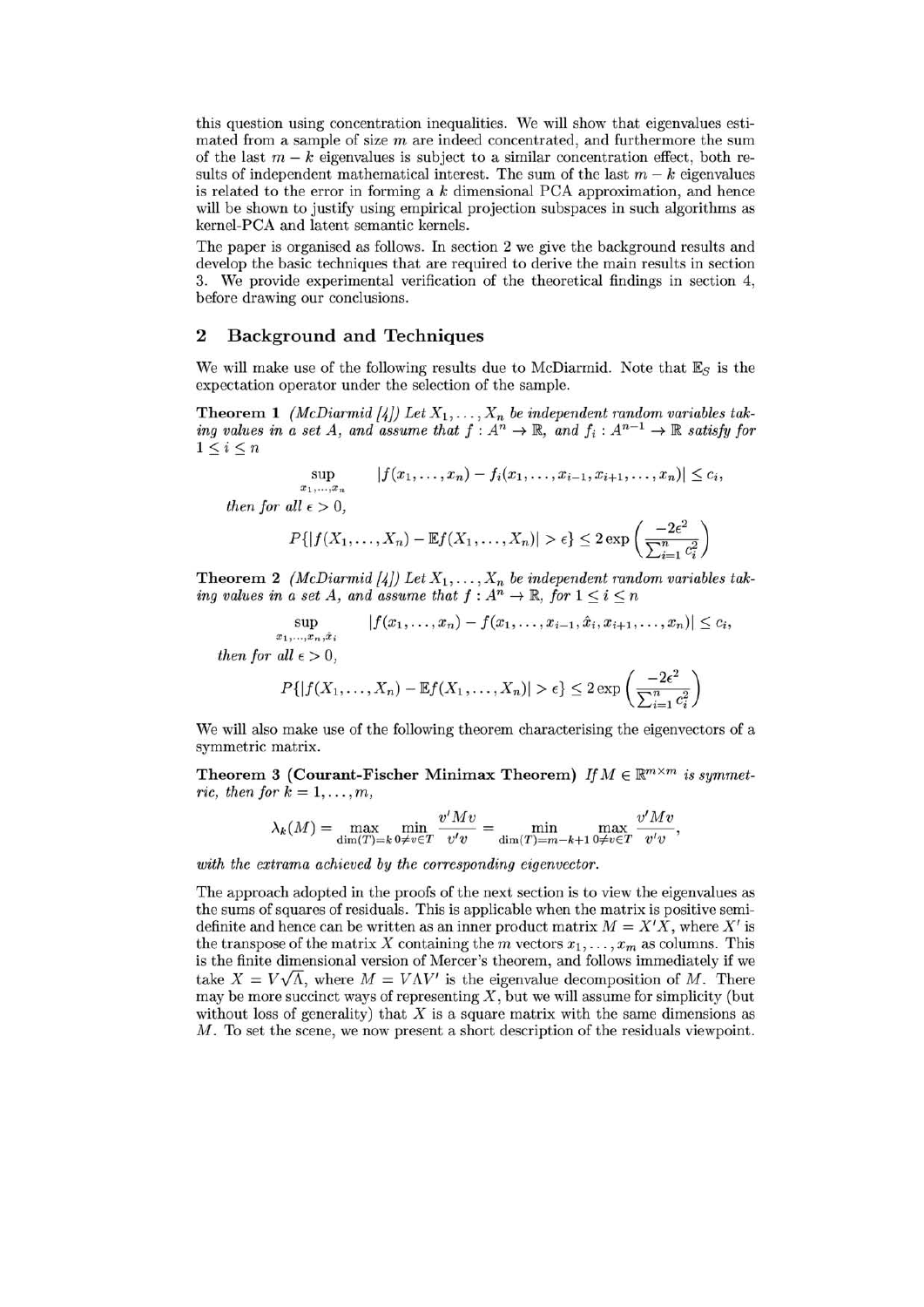this question using concentration inequalities. We will show that eigenvalues estimated from a sample of size $m$ are indeed concentrated, and furthermore the sum of the last $m-k$ eigenvalues is subject to a similar concentration effect, both results of independent mathematical interest. The sum of the last $m-k$ eigenvalues is related to the error in forming a $k$ dimensional PCA approximation, and hence will be shown to justify using empirical projection subspaces in such algorithms as kernel-PCA and latent semantic kernels.

The paper is organised as follows. In section 2 we give the background results and develop the basic techniques that are required to derive the main results in section 3. We provide experimental verification of the theoretical findings in section 4, before drawing our conclusions.

## 2 Background and Techniques

We will make use of the following results due to McDiarmid. Note that $\mathbb{E}_S$ is the expectation operator under the selection of the sample.

**Theorem 1** *(McDiarmid [4]) Let $X_1, \ldots, X_n$ be independent random variables taking values in a set $A$, and assume that $f : A^n \to \mathbb{R}$, and $f_i : A^{n-1} \to \mathbb{R}$ satisfy for $1 \leq i \leq n$*

$$\sup_{x_1,\ldots,x_n} |f(x_1,\ldots,x_n) - f_i(x_1,\ldots,x_{i-1},x_{i+1},\ldots,x_n)| \leq c_i,$$

*then for all $\epsilon > 0$,*

$$P\{|f(X_1,\ldots,X_n) - \mathbb{E}f(X_1,\ldots,X_n)| > \epsilon\} \leq 2\exp\left(\frac{-2\epsilon^2}{\sum_{i=1}^n c_i^2}\right)$$

**Theorem 2** *(McDiarmid [4]) Let $X_1, \ldots, X_n$ be independent random variables taking values in a set $A$, and assume that $f : A^n \to \mathbb{R}$, for $1 \leq i \leq n$*

$$\sup_{x_1,\ldots,x_n,\hat{x}_i} |f(x_1,\ldots,x_n) - f(x_1,\ldots,x_{i-1},\hat{x}_i,x_{i+1},\ldots,x_n)| \leq c_i,$$

*then for all $\epsilon > 0$,*

$$P\{|f(X_1,\ldots,X_n) - \mathbb{E}f(X_1,\ldots,X_n)| > \epsilon\} \leq 2\exp\left(\frac{-2\epsilon^2}{\sum_{i=1}^n c_i^2}\right)$$

We will also make use of the following theorem characterising the eigenvectors of a symmetric matrix.

**Theorem 3 (Courant-Fischer Minimax Theorem)** *If $M \in \mathbb{R}^{m\times m}$ is symmetric, then for $k = 1, \ldots, m$,*

$$\lambda_k(M) = \max_{\dim(T)=k} \min_{0\neq v\in T} \frac{v'Mv}{v'v} = \min_{\dim(T)=m-k+1} \max_{0\neq v\in T} \frac{v'Mv}{v'v},$$

*with the extrama achieved by the corresponding eigenvector.*

The approach adopted in the proofs of the next section is to view the eigenvalues as the sums of squares of residuals. This is applicable when the matrix is positive semi-definite and hence can be written as an inner product matrix $M = X'X$, where $X'$ is the transpose of the matrix $X$ containing the $m$ vectors $x_1, \ldots, x_m$ as columns. This is the finite dimensional version of Mercer's theorem, and follows immediately if we take $X = V\sqrt{\Lambda}$, where $M = V\Lambda V'$ is the eigenvalue decomposition of $M$. There may be more succinct ways of representing $X$, but we will assume for simplicity (but without loss of generality) that $X$ is a square matrix with the same dimensions as $M$. To set the scene, we now present a short description of the residuals viewpoint.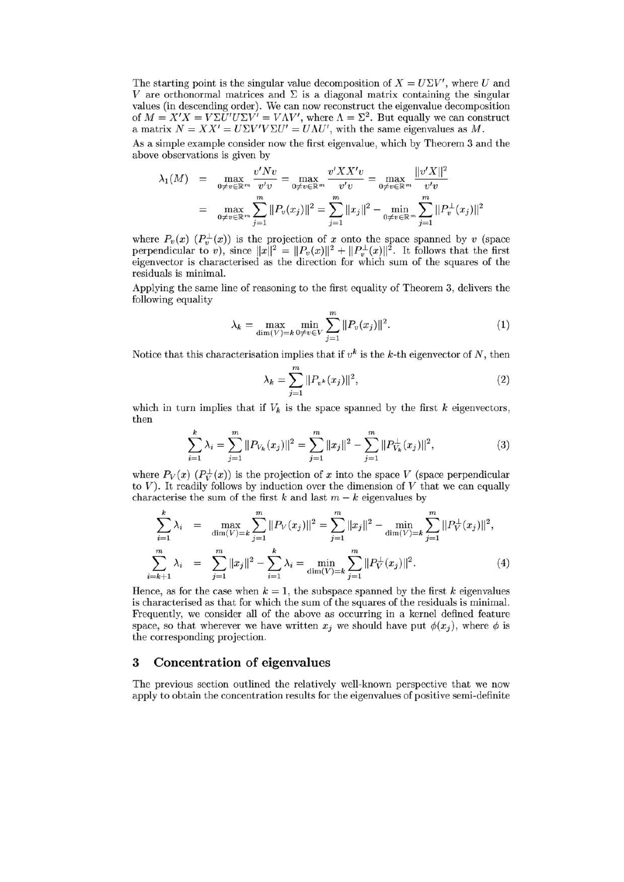The starting point is the singular value decomposition of $X = U\Sigma V'$, where $U$ and $V$ are orthonormal matrices and $\Sigma$ is a diagonal matrix containing the singular values (in descending order). We can now reconstruct the eigenvalue decomposition of $M = X'X = V\Sigma U'U\Sigma V' = V\Lambda V'$, where $\Lambda = \Sigma^2$. But equally we can construct a matrix $N = XX' = U\Sigma V'V\Sigma U' = U\Lambda U'$, with the same eigenvalues as $M$.

As a simple example consider now the first eigenvalue, which by Theorem 3 and the above observations is given by

$$
\begin{aligned}
\lambda_1(M) &= \max_{0 \neq v \in \mathbb{R}^m} \frac{v'Nv}{v'v} = \max_{0 \neq v \in \mathbb{R}^m} \frac{v'XX'v}{v'v} = \max_{0 \neq v \in \mathbb{R}^m} \frac{\|v'X\|^2}{v'v} \\
&= \max_{0 \neq v \in \mathbb{R}^m} \sum_{j=1}^{m} \|P_v(x_j)\|^2 = \sum_{j=1}^{m} \|x_j\|^2 - \min_{0 \neq v \in \mathbb{R}^m} \sum_{j=1}^{m} \|P_v^{\perp}(x_j)\|^2
\end{aligned}
$$

where $P_v(x)$ ($P_v^{\perp}(x)$) is the projection of $x$ onto the space spanned by $v$ (space perpendicular to $v$), since $\|x\|^2 = \|P_v(x)\|^2 + \|P_v^{\perp}(x)\|^2$. It follows that the first eigenvector is characterised as the direction for which sum of the squares of the residuals is minimal.

Applying the same line of reasoning to the first equality of Theorem 3, delivers the following equality

$$
\lambda_k = \max_{\dim(V)=k} \min_{0 \neq v \in V} \sum_{j=1}^{m} \|P_v(x_j)\|^2. \tag{1}
$$

Notice that this characterisation implies that if $v^k$ is the $k$-th eigenvector of $N$, then

$$
\lambda_k = \sum_{j=1}^{m} \|P_{v^k}(x_j)\|^2, \tag{2}
$$

which in turn implies that if $V_k$ is the space spanned by the first $k$ eigenvectors, then

$$
\sum_{i=1}^{k} \lambda_i = \sum_{j=1}^{m} \|P_{V_k}(x_j)\|^2 = \sum_{j=1}^{m} \|x_j\|^2 - \sum_{j=1}^{m} \|P_{V_k}^{\perp}(x_j)\|^2, \tag{3}
$$

where $P_V(x)$ ($P_V^{\perp}(x)$) is the projection of $x$ into the space $V$ (space perpendicular to $V$). It readily follows by induction over the dimension of $V$ that we can equally characterise the sum of the first $k$ and last $m-k$ eigenvalues by

$$
\begin{aligned}
\sum_{i=1}^{k} \lambda_i &= \max_{\dim(V)=k} \sum_{j=1}^{m} \|P_V(x_j)\|^2 = \sum_{j=1}^{m} \|x_j\|^2 - \min_{\dim(V)=k} \sum_{j=1}^{m} \|P_V^{\perp}(x_j)\|^2, \\
\sum_{i=k+1}^{m} \lambda_i &= \sum_{j=1}^{m} \|x_j\|^2 - \sum_{i=1}^{k} \lambda_i = \min_{\dim(V)=k} \sum_{j=1}^{m} \|P_V^{\perp}(x_j)\|^2.
\end{aligned} \tag{4}
$$

Hence, as for the case when $k = 1$, the subspace spanned by the first $k$ eigenvalues is characterised as that for which the sum of the squares of the residuals is minimal. Frequently, we consider all of the above as occurring in a kernel defined feature space, so that wherever we have written $x_j$ we should have put $\phi(x_j)$, where $\phi$ is the corresponding projection.

## 3 Concentration of eigenvalues

The previous section outlined the relatively well-known perspective that we now apply to obtain the concentration results for the eigenvalues of positive semi-definite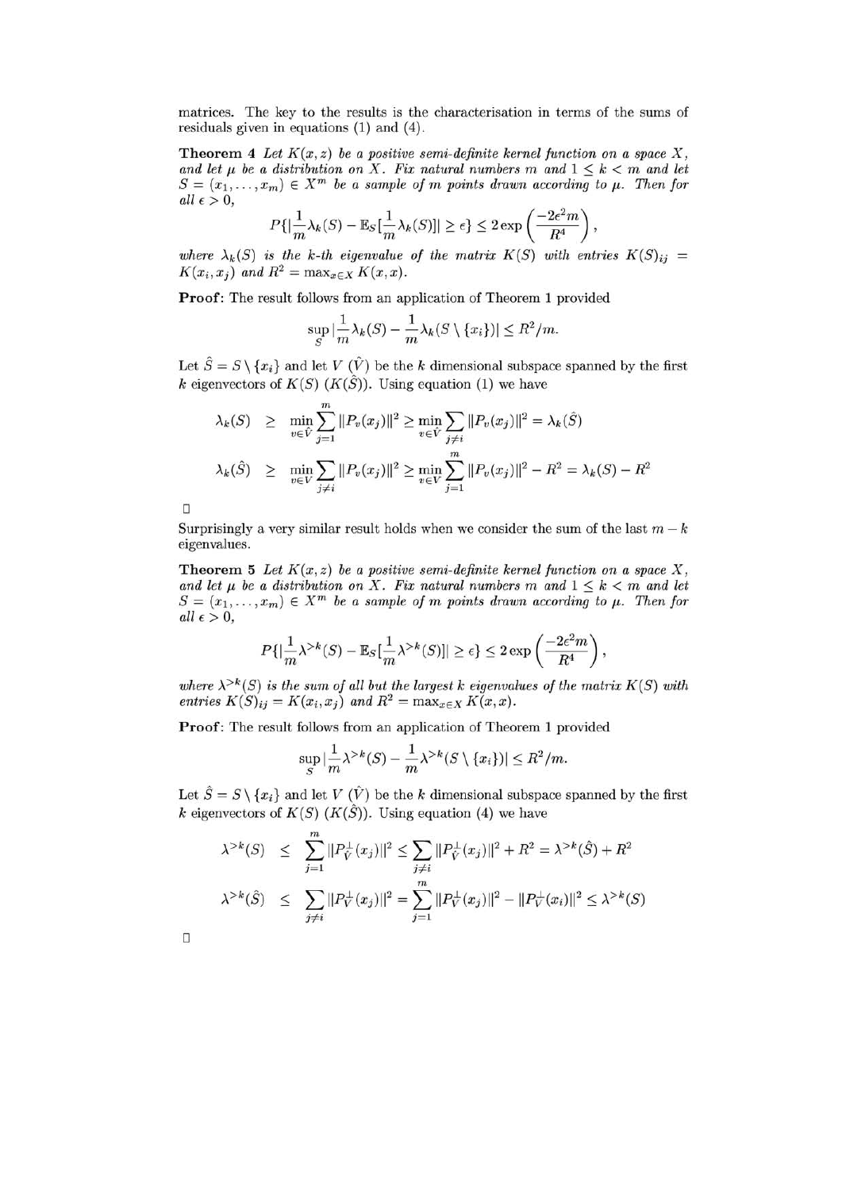matrices. The key to the results is the characterisation in terms of the sums of residuals given in equations (1) and (4).

**Theorem 4** *Let $K(x,z)$ be a positive semi-definite kernel function on a space $X$, and let $\mu$ be a distribution on $X$. Fix natural numbers $m$ and $1 \leq k < m$ and let $S = (x_1, \ldots, x_m) \in X^m$ be a sample of $m$ points drawn according to $\mu$. Then for all $\epsilon > 0$,*

$$P\{|\frac{1}{m}\lambda_k(S) - \mathbb{E}_S[\frac{1}{m}\lambda_k(S)]| \geq \epsilon\} \leq 2\exp\left(\frac{-2\epsilon^2 m}{R^4}\right),$$

*where $\lambda_k(S)$ is the $k$-th eigenvalue of the matrix $K(S)$ with entries $K(S)_{ij} = K(x_i, x_j)$ and $R^2 = \max_{x \in X} K(x,x)$.*

**Proof**: The result follows from an application of Theorem 1 provided

$$\sup_S |\frac{1}{m}\lambda_k(S) - \frac{1}{m}\lambda_k(S \setminus \{x_i\})| \leq R^2/m.$$

Let $\hat{S} = S \setminus \{x_i\}$ and let $V$ ($\hat{V}$) be the $k$ dimensional subspace spanned by the first $k$ eigenvectors of $K(S)$ ($K(\hat{S})$). Using equation (1) we have

$$\begin{aligned}
\lambda_k(S) &\geq \min_{v \in \hat{V}} \sum_{j=1}^{m} \|P_v(x_j)\|^2 \geq \min_{v \in \hat{V}} \sum_{j \neq i} \|P_v(x_j)\|^2 = \lambda_k(\hat{S}) \\
\lambda_k(\hat{S}) &\geq \min_{v \in V} \sum_{j \neq i} \|P_v(x_j)\|^2 \geq \min_{v \in V} \sum_{j=1}^{m} \|P_v(x_j)\|^2 - R^2 = \lambda_k(S) - R^2
\end{aligned}$$

□

Surprisingly a very similar result holds when we consider the sum of the last $m-k$ eigenvalues.

**Theorem 5** *Let $K(x,z)$ be a positive semi-definite kernel function on a space $X$, and let $\mu$ be a distribution on $X$. Fix natural numbers $m$ and $1 \leq k < m$ and let $S = (x_1, \ldots, x_m) \in X^m$ be a sample of $m$ points drawn according to $\mu$. Then for all $\epsilon > 0$,*

$$P\{|\frac{1}{m}\lambda^{>k}(S) - \mathbb{E}_S[\frac{1}{m}\lambda^{>k}(S)]| \geq \epsilon\} \leq 2\exp\left(\frac{-2\epsilon^2 m}{R^4}\right),$$

*where $\lambda^{>k}(S)$ is the sum of all but the largest $k$ eigenvalues of the matrix $K(S)$ with entries $K(S)_{ij} = K(x_i, x_j)$ and $R^2 = \max_{x \in X} K(x,x)$.*

**Proof**: The result follows from an application of Theorem 1 provided

$$\sup_S |\frac{1}{m}\lambda^{>k}(S) - \frac{1}{m}\lambda^{>k}(S \setminus \{x_i\})| \leq R^2/m.$$

Let $\hat{S} = S \setminus \{x_i\}$ and let $V$ ($\hat{V}$) be the $k$ dimensional subspace spanned by the first $k$ eigenvectors of $K(S)$ ($K(\hat{S})$). Using equation (4) we have

$$\begin{aligned}
\lambda^{>k}(S) &\leq \sum_{j=1}^{m} \|P_{\hat{V}}^{\perp}(x_j)\|^2 \leq \sum_{j \neq i} \|P_{\hat{V}}^{\perp}(x_j)\|^2 + R^2 = \lambda^{>k}(\hat{S}) + R^2 \\
\lambda^{>k}(\hat{S}) &\leq \sum_{j \neq i} \|P_V^{\perp}(x_j)\|^2 = \sum_{j=1}^{m} \|P_V^{\perp}(x_j)\|^2 - \|P_V^{\perp}(x_i)\|^2 \leq \lambda^{>k}(S)
\end{aligned}$$

□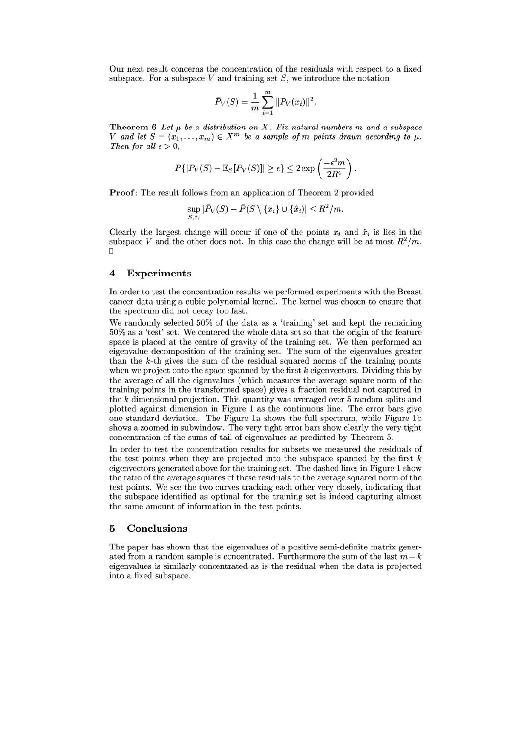Our next result concerns the concentration of the residuals with respect to a fixed subspace. For a subspace $V$ and training set $S$, we introduce the notation

$$\bar{P}_V(S) = \frac{1}{m}\sum_{i=1}^{m} \|P_V(x_i)\|^2.$$

**Theorem 6** *Let $\mu$ be a distribution on $X$. Fix natural numbers $m$ and a subspace $V$ and let $S = (x_1, \ldots, x_m) \in X^m$ be a sample of $m$ points drawn according to $\mu$. Then for all $\epsilon > 0$,*

$$P\{|\bar{P}_V(S) - \mathbb{E}_S[\bar{P}_V(S)]| \geq \epsilon\} \leq 2\exp\left(\frac{-\epsilon^2 m}{2R^4}\right).$$

**Proof**: The result follows from an application of Theorem 2 provided

$$\sup_{S,\hat{x}_i} |\bar{P}_V(S) - \bar{P}(S \setminus \{x_i\} \cup \{\hat{x}_i)| \leq R^2/m.$$

Clearly the largest change will occur if one of the points $x_i$ and $\hat{x}_i$ is lies in the subspace $V$ and the other does not. In this case the change will be at most $R^2/m$. □

## 4 Experiments

In order to test the concentration results we performed experiments with the Breast cancer data using a cubic polynomial kernel. The kernel was chosen to ensure that the spectrum did not decay too fast.

We randomly selected 50% of the data as a 'training' set and kept the remaining 50% as a 'test' set. We centered the whole data set so that the origin of the feature space is placed at the centre of gravity of the training set. We then performed an eigenvalue decomposition of the training set. The sum of the eigenvalues greater than the $k$-th gives the sum of the residual squared norms of the training points when we project onto the space spanned by the first $k$ eigenvectors. Dividing this by the average of all the eigenvalues (which measures the average square norm of the training points in the transformed space) gives a fraction residual not captured in the $k$ dimensional projection. This quantity was averaged over 5 random splits and plotted against dimension in Figure 1 as the continuous line. The error bars give one standard deviation. The Figure 1a shows the full spectrum, while Figure 1b shows a zoomed in subwindow. The very tight error bars show clearly the very tight concentration of the sums of tail of eigenvalues as predicted by Theorem 5.

In order to test the concentration results for subsets we measured the residuals of the test points when they are projected into the subspace spanned by the first $k$ eigenvectors generated above for the training set. The dashed lines in Figure 1 show the ratio of the average squares of these residuals to the average squared norm of the test points. We see the two curves tracking each other very closely, indicating that the subspace identified as optimal for the training set is indeed capturing almost the same amount of information in the test points.

## 5 Conclusions

The paper has shown that the eigenvalues of a positive semi-definite matrix generated from a random sample is concentrated. Furthermore the sum of the last $m - k$ eigenvalues is similarly concentrated as is the residual when the data is projected into a fixed subspace.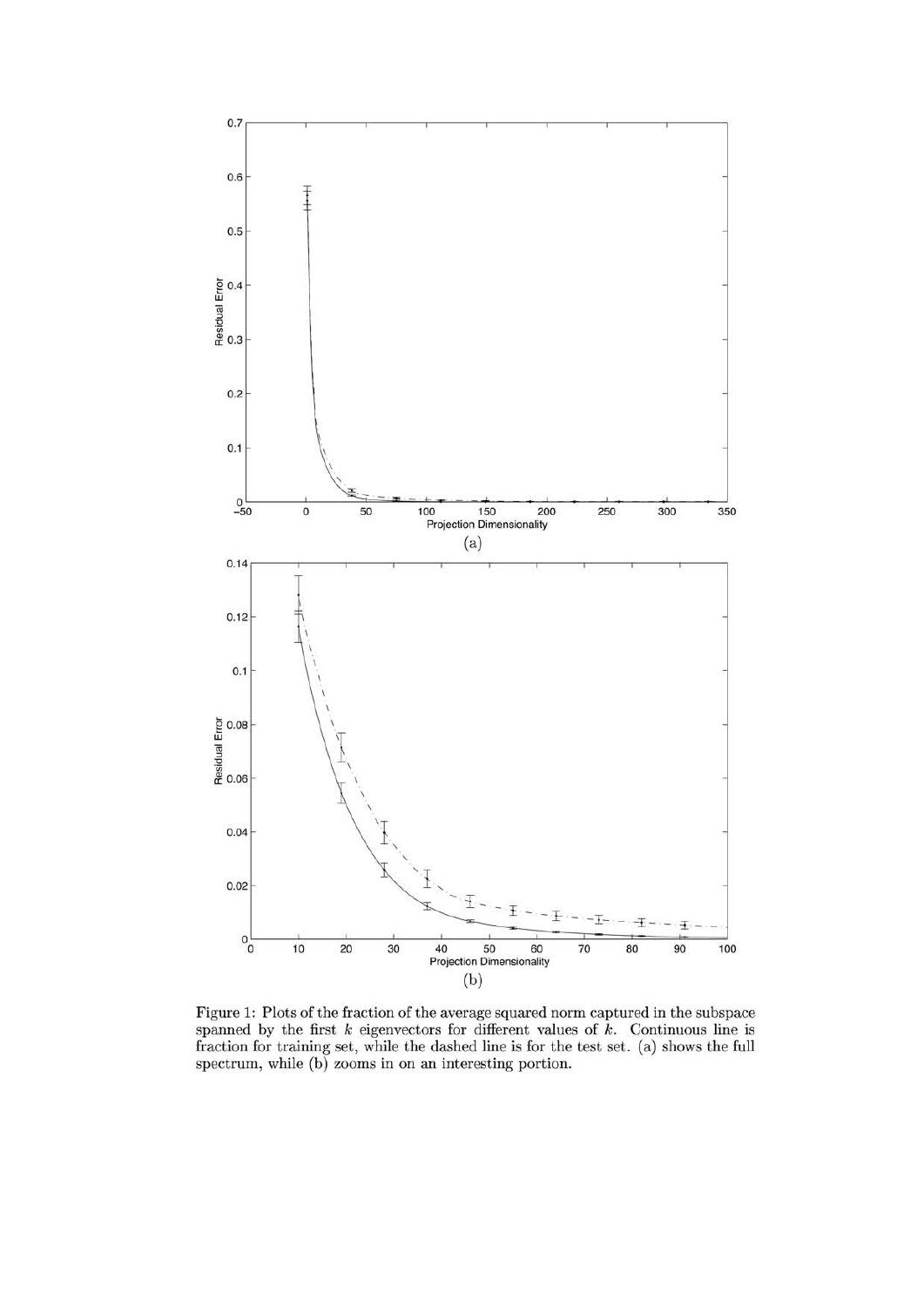Figure 1: Plots of the fraction of the average squared norm captured in the subspace spanned by the first $k$ eigenvectors for different values of $k$. Continuous line is fraction for training set, while the dashed line is for the test set. (a) shows the full spectrum, while (b) zooms in on an interesting portion.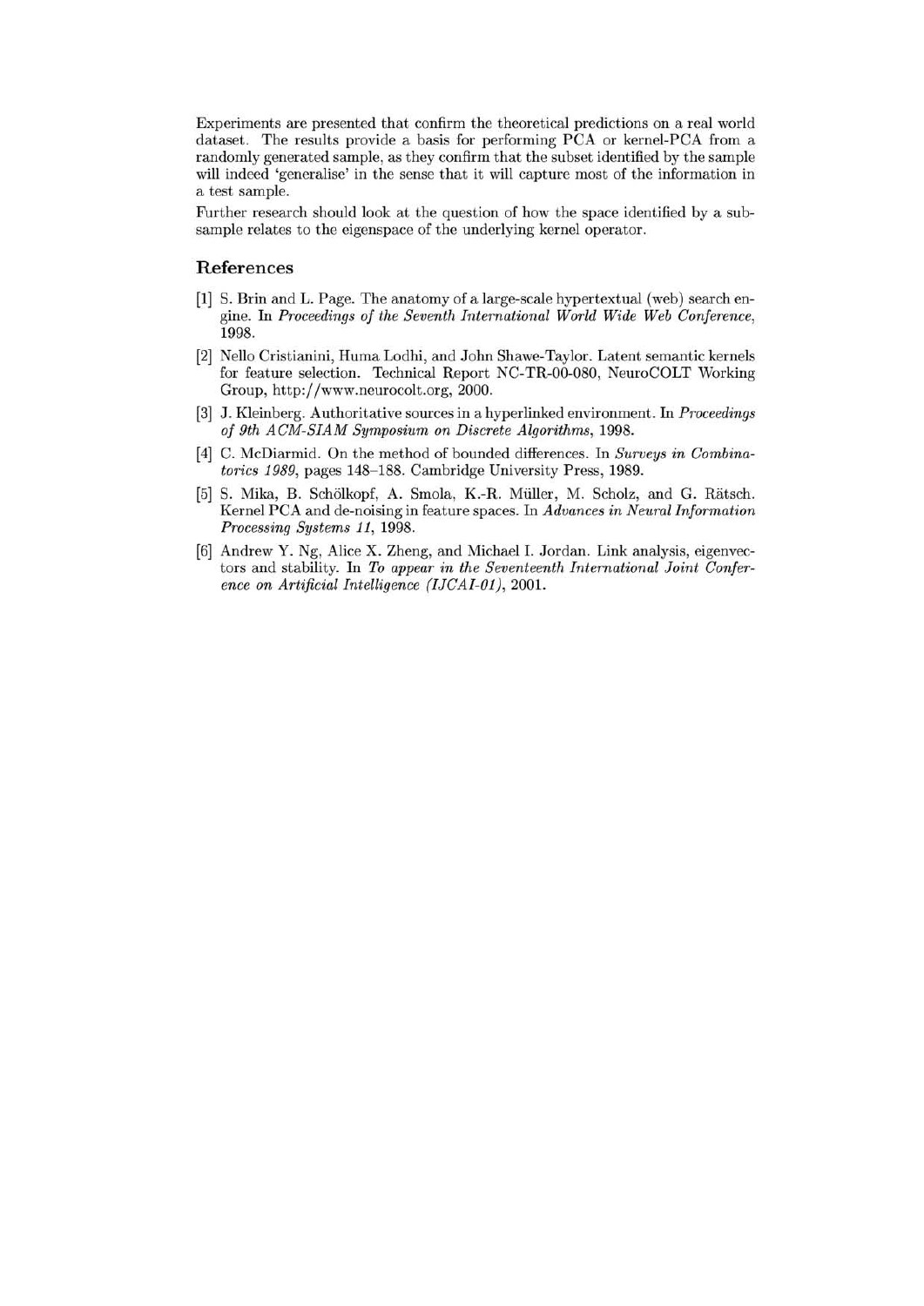Experiments are presented that confirm the theoretical predictions on a real world dataset. The results provide a basis for performing PCA or kernel-PCA from a randomly generated sample, as they confirm that the subset identified by the sample will indeed 'generalise' in the sense that it will capture most of the information in a test sample.

Further research should look at the question of how the space identified by a subsample relates to the eigenspace of the underlying kernel operator.

## References

[1] S. Brin and L. Page. The anatomy of a large-scale hypertextual (web) search engine. In *Proceedings of the Seventh International World Wide Web Conference*, 1998.

[2] Nello Cristianini, Huma Lodhi, and John Shawe-Taylor. Latent semantic kernels for feature selection. Technical Report NC-TR-00-080, NeuroCOLT Working Group, http://www.neurocolt.org, 2000.

[3] J. Kleinberg. Authoritative sources in a hyperlinked environment. In *Proceedings of 9th ACM-SIAM Symposium on Discrete Algorithms*, 1998.

[4] C. McDiarmid. On the method of bounded differences. In *Surveys in Combinatorics 1989*, pages 148–188. Cambridge University Press, 1989.

[5] S. Mika, B. Schölkopf, A. Smola, K.-R. Müller, M. Scholz, and G. Rätsch. Kernel PCA and de-noising in feature spaces. In *Advances in Neural Information Processing Systems 11*, 1998.

[6] Andrew Y. Ng, Alice X. Zheng, and Michael I. Jordan. Link analysis, eigenvectors and stability. In *To appear in the Seventeenth International Joint Conference on Artificial Intelligence (IJCAI-01)*, 2001.